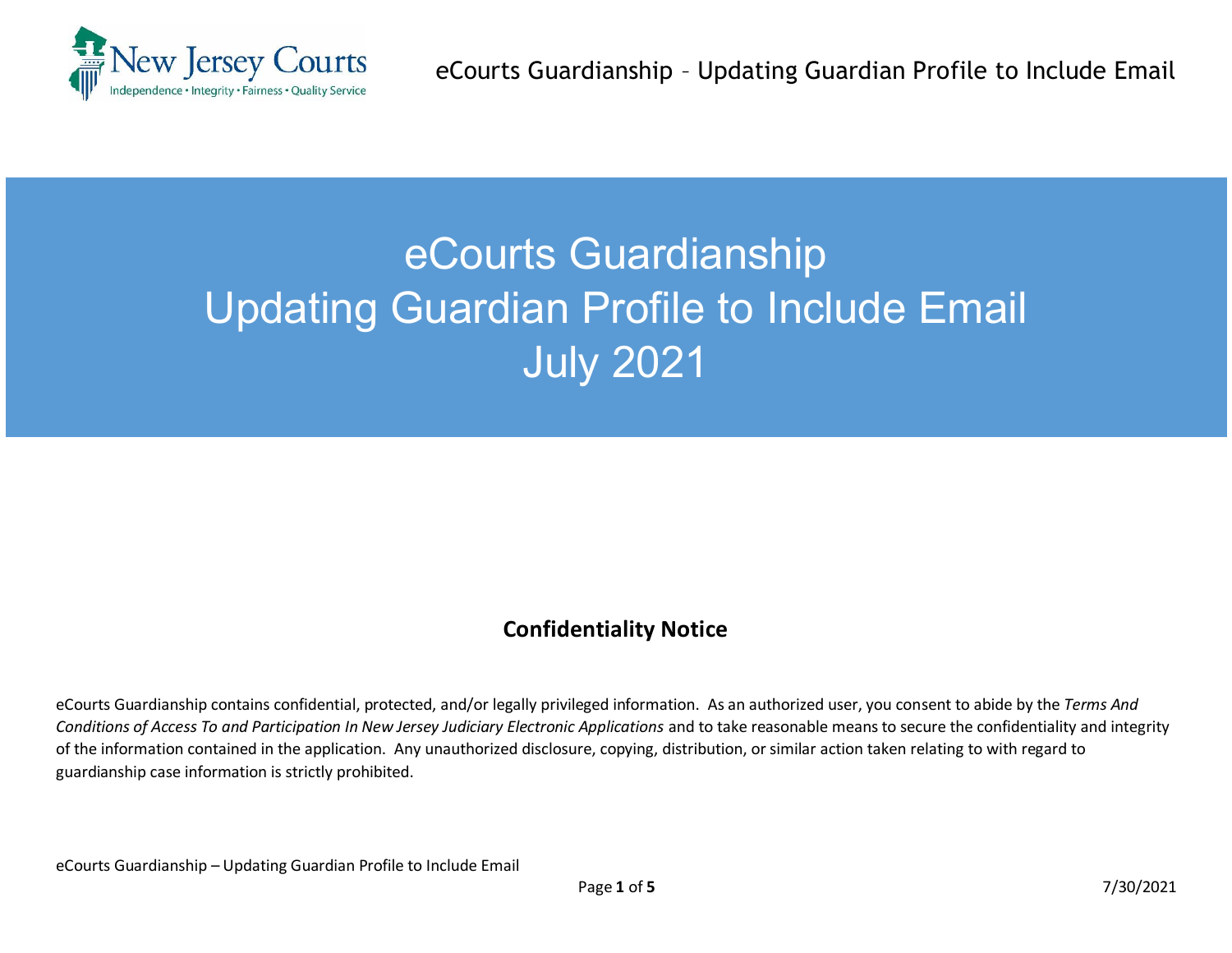# eCourts Guardianship
# Updating Guardian Profile to Include Email
# July 2021

## Confidentiality Notice

eCourts Guardianship contains confidential, protected, and/or legally privileged information. As an authorized user, you consent to abide by the *Terms And Conditions of Access To and Participation In New Jersey Judiciary Electronic Applications* and to take reasonable means to secure the confidentiality and integrity of the information contained in the application. Any unauthorized disclosure, copying, distribution, or similar action taken relating to with regard to guardianship case information is strictly prohibited.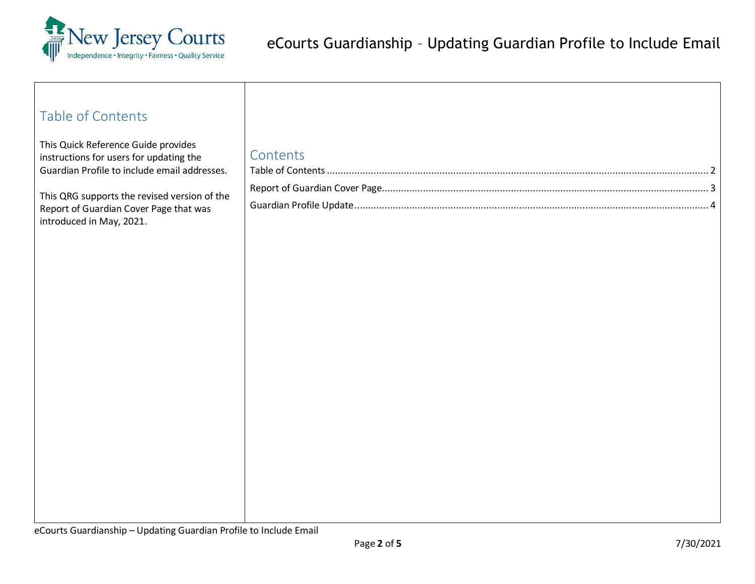## Table of Contents

This Quick Reference Guide provides instructions for users for updating the Guardian Profile to include email addresses.

This QRG supports the revised version of the Report of Guardian Cover Page that was introduced in May, 2021.

## Contents

Table of Contents ........................................................ 2

Report of Guardian Cover Page.......................................... 3

Guardian Profile Update................................................ 4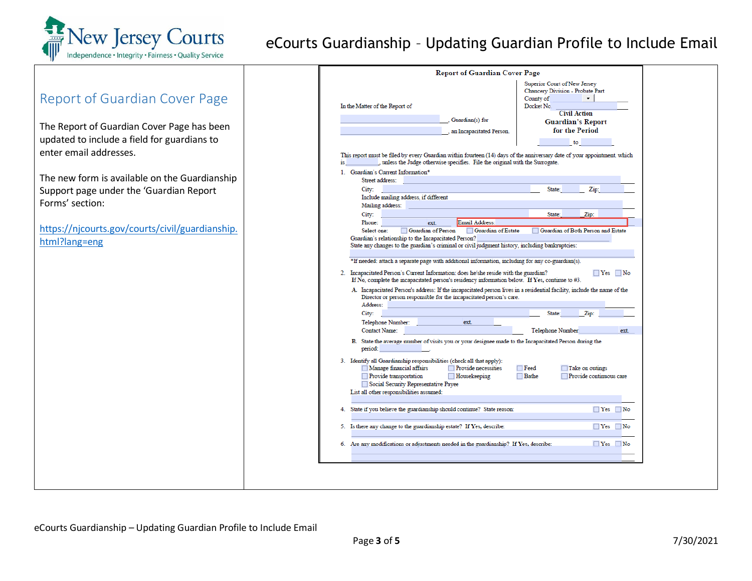## Report of Guardian Cover Page

The Report of Guardian Cover Page has been updated to include a field for guardians to enter email addresses.

The new form is available on the Guardianship Support page under the 'Guardian Report Forms' section:

https://njcourts.gov/courts/civil/guardianship.html?lang=eng

**Report of Guardian Cover Page**

In the Matter of the Report of

______________________, Guardian(s) for

______________________, an Incapacitated Person.

Superior Court of New Jersey
Chancery Division - Probate Part
County of ______
Docket No. ______

**Civil Action**
**Guardian's Report for the Period**

______ to ______

This report must be filed by every Guardian within fourteen (14) days of the anniversary date of your appointment, which is ______, unless the Judge otherwise specifies. File the original with the Surrogate.

1. Guardian's Current Information*
   Street address: ______
   City: ______ State: ______ Zip: ______
   Include mailing address, if different
   Mailing address: ______
   City: ______ State: ______ Zip: ______
   Phone: ______ ext. ______ Email Address: ______
   Select one: ☐ Guardian of Person ☐ Guardian of Estate ☐ Guardian of Both Person and Estate
   Guardian's relationship to the Incapacitated Person? ______
   State any changes to the guardian's criminal or civil judgment history, including bankruptcies:
   ______
   *If needed: attach a separate page with additional information, including for any co-guardian(s).

2. Incapacitated Person's Current Information: does he/she reside with the guardian? ☐ Yes ☐ No
   If No, complete the incapacitated person's residency information below. If Yes, continue to #3.
   A. Incapacitated Person's address: If the incapacitated person lives in a residential facility, include the name of the Director or person responsible for the incapacitated person's care.
      Address: ______
      City: ______ State: ______ Zip: ______
      Telephone Number: ______ ext. ______
      Contact Name: ______ Telephone Number: ______ ext. ______
   B. State the average number of visits you or your designee made to the Incapacitated Person during the period: ______

3. Identify all Guardianship responsibilities (check all that apply):
   ☐ Manage financial affairs ☐ Provide necessities ☐ Feed ☐ Take on outings
   ☐ Provide transportation ☐ Housekeeping ☐ Bathe ☐ Provide continuous care
   ☐ Social Security Representative Payee
   List all other responsibilities assumed:
   ______

4. State if you believe the guardianship should continue? State reason: ☐ Yes ☐ No
   ______

5. Is there any change to the guardianship estate? If Yes, describe: ☐ Yes ☐ No
   ______

6. Are any modifications or adjustments needed in the guardianship? If Yes, describe: ☐ Yes ☐ No
   ______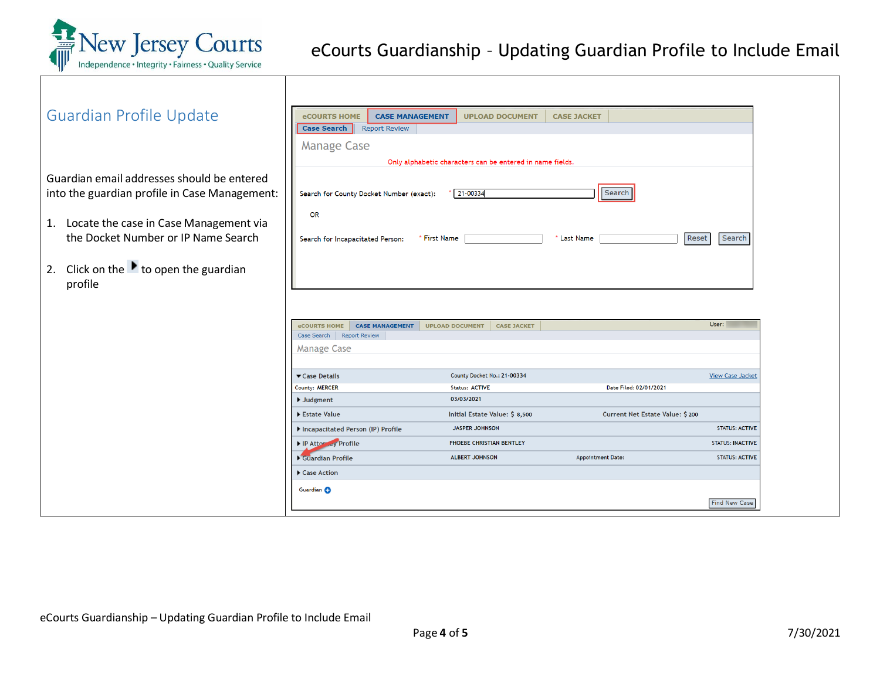## Guardian Profile Update

Guardian email addresses should be entered into the guardian profile in Case Management:

1. Locate the case in Case Management via the Docket Number or IP Name Search

2. Click on the ▶ to open the guardian profile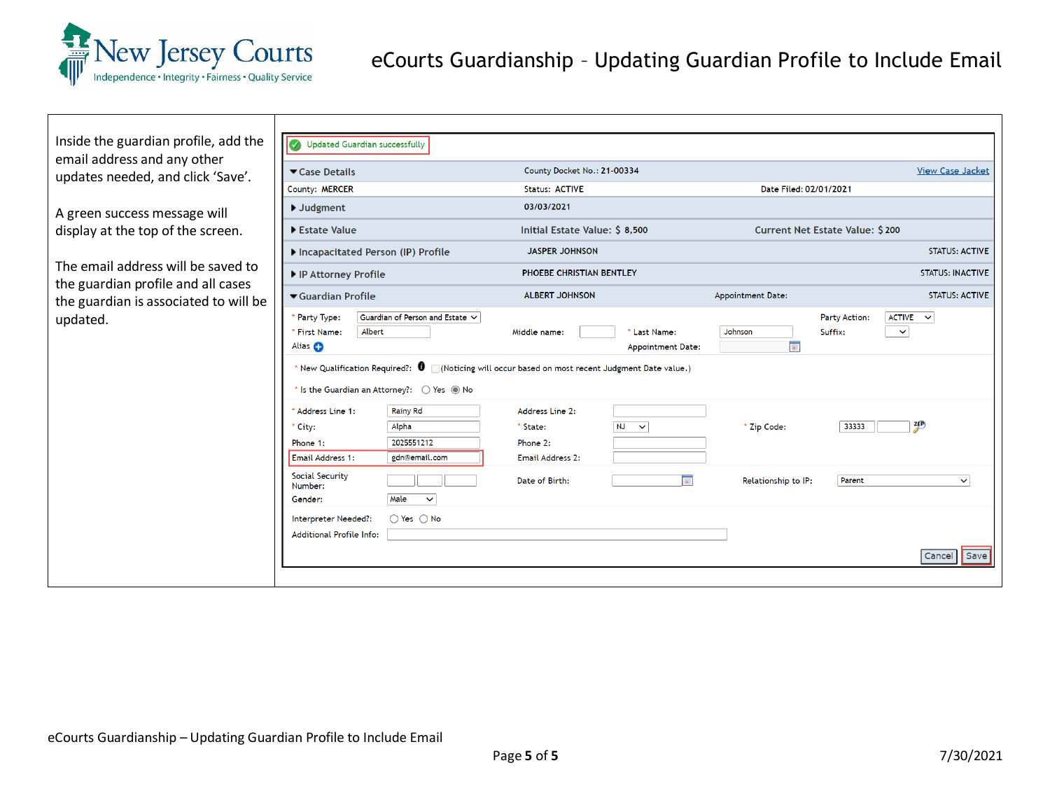Inside the guardian profile, add the email address and any other updates needed, and click 'Save'.

A green success message will display at the top of the screen.

The email address will be saved to the guardian profile and all cases the guardian is associated to will be updated.